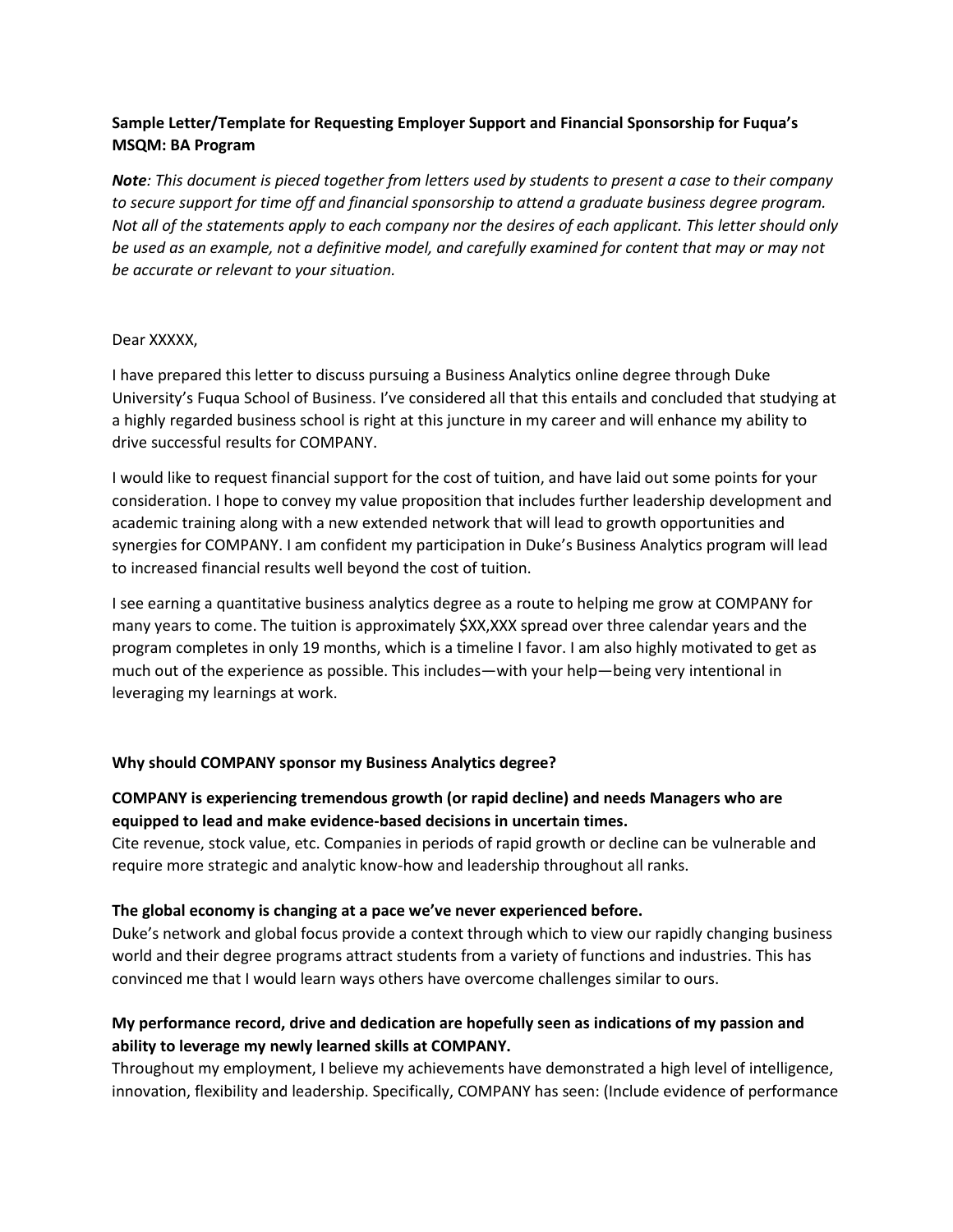**Sample Letter/Template for Requesting Employer Support and Financial Sponsorship for Fuqua's MSQM: BA Program**

***Note**: This document is pieced together from letters used by students to present a case to their company to secure support for time off and financial sponsorship to attend a graduate business degree program. Not all of the statements apply to each company nor the desires of each applicant. This letter should only be used as an example, not a definitive model, and carefully examined for content that may or may not be accurate or relevant to your situation.*

Dear XXXXX,

I have prepared this letter to discuss pursuing a Business Analytics online degree through Duke University's Fuqua School of Business. I've considered all that this entails and concluded that studying at a highly regarded business school is right at this juncture in my career and will enhance my ability to drive successful results for COMPANY.

I would like to request financial support for the cost of tuition, and have laid out some points for your consideration. I hope to convey my value proposition that includes further leadership development and academic training along with a new extended network that will lead to growth opportunities and synergies for COMPANY. I am confident my participation in Duke's Business Analytics program will lead to increased financial results well beyond the cost of tuition.

I see earning a quantitative business analytics degree as a route to helping me grow at COMPANY for many years to come. The tuition is approximately $XX,XXX spread over three calendar years and the program completes in only 19 months, which is a timeline I favor. I am also highly motivated to get as much out of the experience as possible. This includes—with your help—being very intentional in leveraging my learnings at work.

**Why should COMPANY sponsor my Business Analytics degree?**

**COMPANY is experiencing tremendous growth (or rapid decline) and needs Managers who are equipped to lead and make evidence-based decisions in uncertain times.**
Cite revenue, stock value, etc. Companies in periods of rapid growth or decline can be vulnerable and require more strategic and analytic know-how and leadership throughout all ranks.

**The global economy is changing at a pace we've never experienced before.**
Duke's network and global focus provide a context through which to view our rapidly changing business world and their degree programs attract students from a variety of functions and industries. This has convinced me that I would learn ways others have overcome challenges similar to ours.

**My performance record, drive and dedication are hopefully seen as indications of my passion and ability to leverage my newly learned skills at COMPANY.**
Throughout my employment, I believe my achievements have demonstrated a high level of intelligence, innovation, flexibility and leadership. Specifically, COMPANY has seen: (Include evidence of performance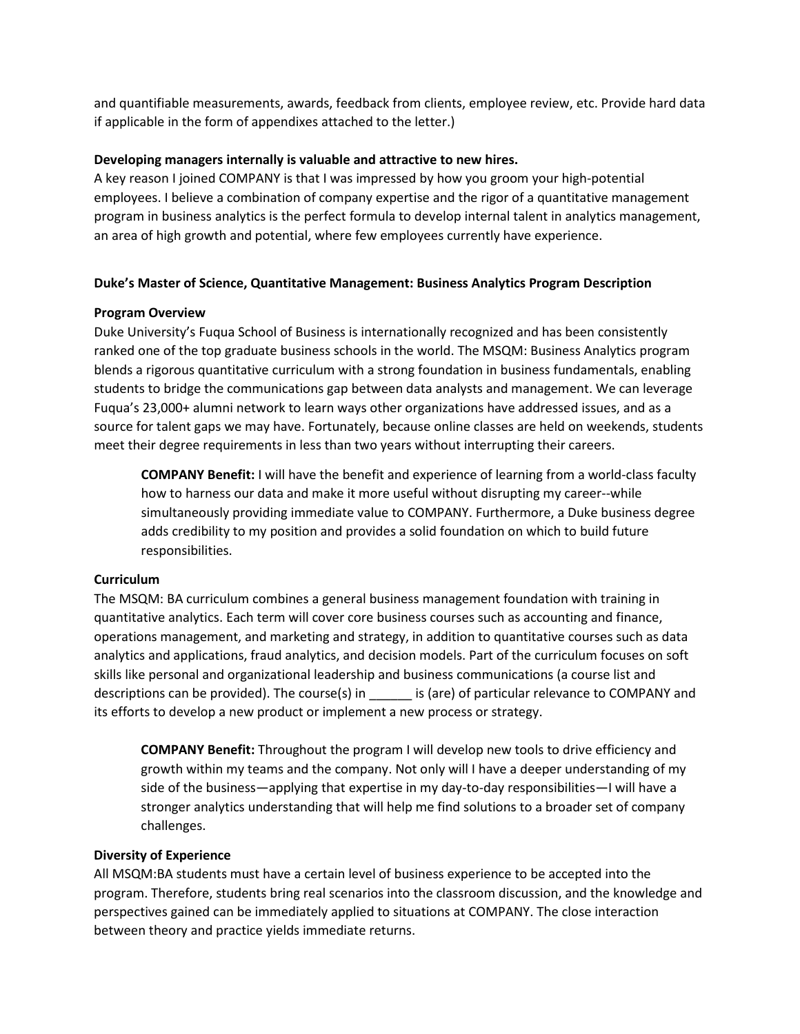and quantifiable measurements, awards, feedback from clients, employee review, etc. Provide hard data if applicable in the form of appendixes attached to the letter.)

**Developing managers internally is valuable and attractive to new hires.**

A key reason I joined COMPANY is that I was impressed by how you groom your high-potential employees. I believe a combination of company expertise and the rigor of a quantitative management program in business analytics is the perfect formula to develop internal talent in analytics management, an area of high growth and potential, where few employees currently have experience.

**Duke's Master of Science, Quantitative Management: Business Analytics Program Description**

**Program Overview**

Duke University's Fuqua School of Business is internationally recognized and has been consistently ranked one of the top graduate business schools in the world. The MSQM: Business Analytics program blends a rigorous quantitative curriculum with a strong foundation in business fundamentals, enabling students to bridge the communications gap between data analysts and management. We can leverage Fuqua's 23,000+ alumni network to learn ways other organizations have addressed issues, and as a source for talent gaps we may have. Fortunately, because online classes are held on weekends, students meet their degree requirements in less than two years without interrupting their careers.

> **COMPANY Benefit:** I will have the benefit and experience of learning from a world-class faculty how to harness our data and make it more useful without disrupting my career--while simultaneously providing immediate value to COMPANY. Furthermore, a Duke business degree adds credibility to my position and provides a solid foundation on which to build future responsibilities.

**Curriculum**

The MSQM: BA curriculum combines a general business management foundation with training in quantitative analytics. Each term will cover core business courses such as accounting and finance, operations management, and marketing and strategy, in addition to quantitative courses such as data analytics and applications, fraud analytics, and decision models. Part of the curriculum focuses on soft skills like personal and organizational leadership and business communications (a course list and descriptions can be provided). The course(s) in ______ is (are) of particular relevance to COMPANY and its efforts to develop a new product or implement a new process or strategy.

> **COMPANY Benefit:** Throughout the program I will develop new tools to drive efficiency and growth within my teams and the company. Not only will I have a deeper understanding of my side of the business—applying that expertise in my day-to-day responsibilities—I will have a stronger analytics understanding that will help me find solutions to a broader set of company challenges.

**Diversity of Experience**

All MSQM:BA students must have a certain level of business experience to be accepted into the program. Therefore, students bring real scenarios into the classroom discussion, and the knowledge and perspectives gained can be immediately applied to situations at COMPANY. The close interaction between theory and practice yields immediate returns.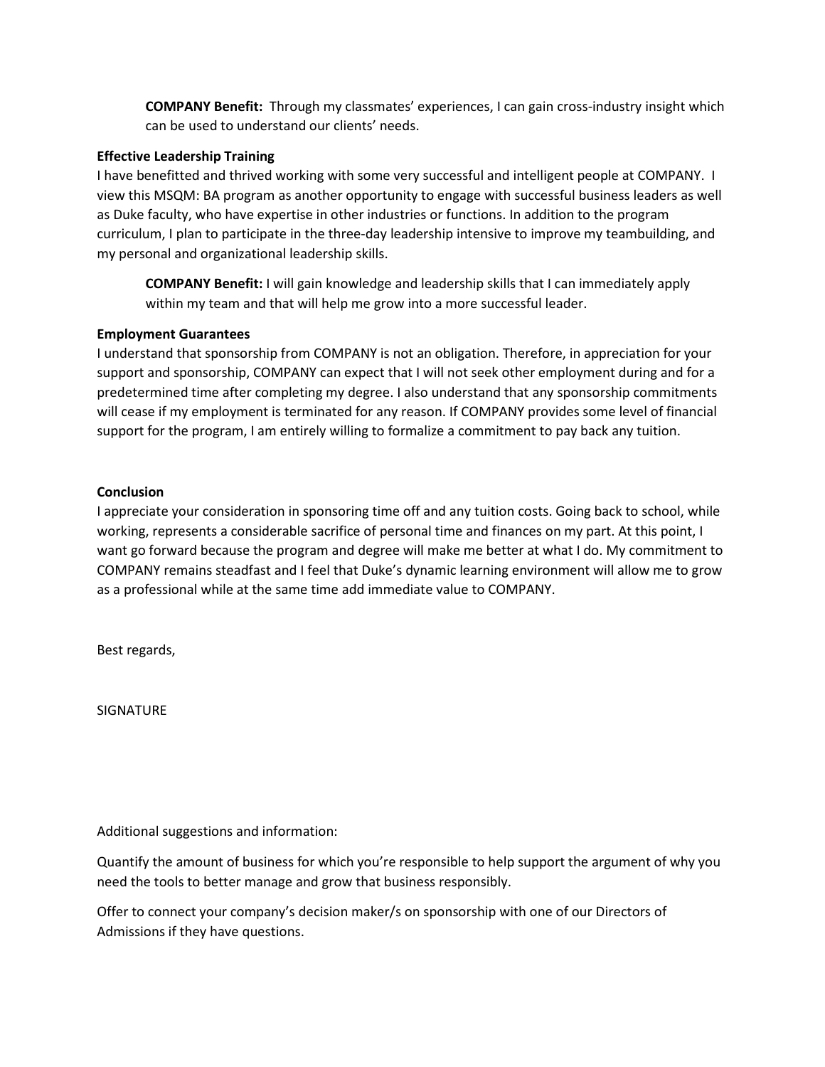**COMPANY Benefit:** Through my classmates' experiences, I can gain cross-industry insight which can be used to understand our clients' needs.

**Effective Leadership Training**

I have benefitted and thrived working with some very successful and intelligent people at COMPANY. I view this MSQM: BA program as another opportunity to engage with successful business leaders as well as Duke faculty, who have expertise in other industries or functions. In addition to the program curriculum, I plan to participate in the three-day leadership intensive to improve my teambuilding, and my personal and organizational leadership skills.

**COMPANY Benefit:** I will gain knowledge and leadership skills that I can immediately apply within my team and that will help me grow into a more successful leader.

**Employment Guarantees**

I understand that sponsorship from COMPANY is not an obligation. Therefore, in appreciation for your support and sponsorship, COMPANY can expect that I will not seek other employment during and for a predetermined time after completing my degree. I also understand that any sponsorship commitments will cease if my employment is terminated for any reason. If COMPANY provides some level of financial support for the program, I am entirely willing to formalize a commitment to pay back any tuition.

**Conclusion**

I appreciate your consideration in sponsoring time off and any tuition costs. Going back to school, while working, represents a considerable sacrifice of personal time and finances on my part. At this point, I want go forward because the program and degree will make me better at what I do. My commitment to COMPANY remains steadfast and I feel that Duke's dynamic learning environment will allow me to grow as a professional while at the same time add immediate value to COMPANY.

Best regards,

SIGNATURE

Additional suggestions and information:

Quantify the amount of business for which you're responsible to help support the argument of why you need the tools to better manage and grow that business responsibly.

Offer to connect your company's decision maker/s on sponsorship with one of our Directors of Admissions if they have questions.